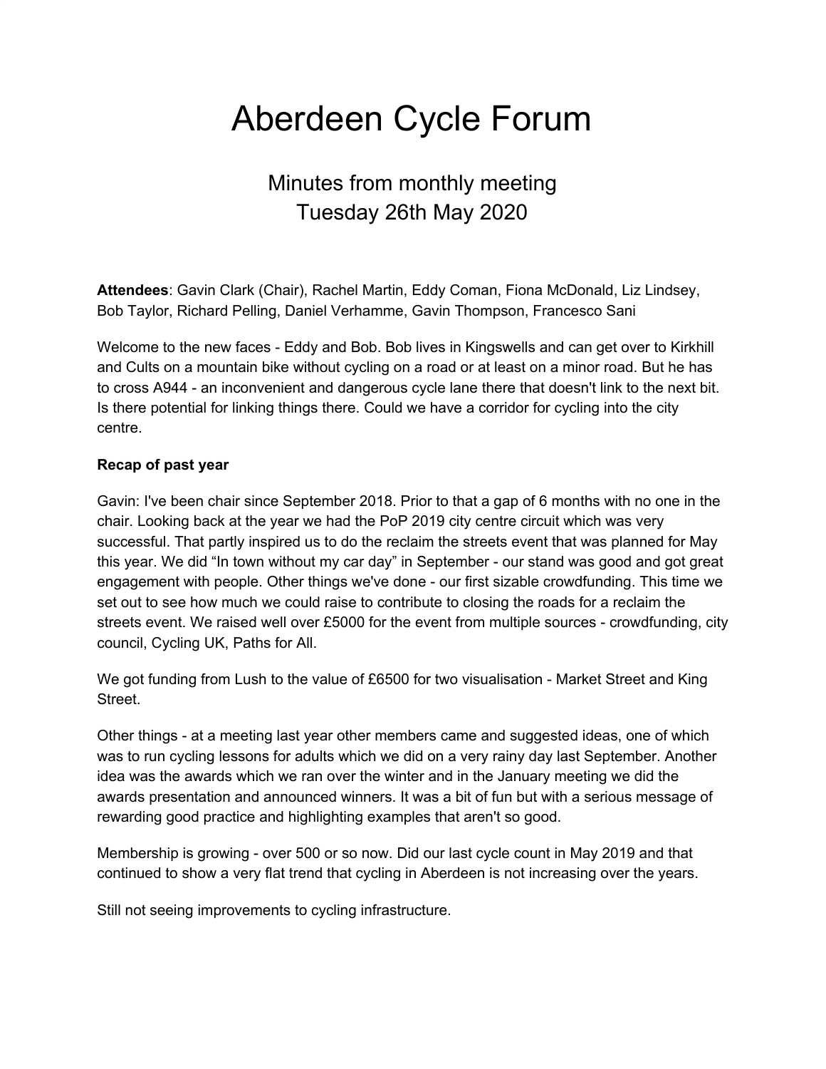# Aberdeen Cycle Forum

## Minutes from monthly meeting
## Tuesday 26th May 2020

**Attendees**: Gavin Clark (Chair), Rachel Martin, Eddy Coman, Fiona McDonald, Liz Lindsey, Bob Taylor, Richard Pelling, Daniel Verhamme, Gavin Thompson, Francesco Sani

Welcome to the new faces - Eddy and Bob. Bob lives in Kingswells and can get over to Kirkhill and Cults on a mountain bike without cycling on a road or at least on a minor road. But he has to cross A944 - an inconvenient and dangerous cycle lane there that doesn't link to the next bit. Is there potential for linking things there. Could we have a corridor for cycling into the city centre.

**Recap of past year**

Gavin: I've been chair since September 2018. Prior to that a gap of 6 months with no one in the chair. Looking back at the year we had the PoP 2019 city centre circuit which was very successful. That partly inspired us to do the reclaim the streets event that was planned for May this year. We did "In town without my car day" in September - our stand was good and got great engagement with people. Other things we've done - our first sizable crowdfunding. This time we set out to see how much we could raise to contribute to closing the roads for a reclaim the streets event. We raised well over £5000 for the event from multiple sources - crowdfunding, city council, Cycling UK, Paths for All.

We got funding from Lush to the value of £6500 for two visualisation - Market Street and King Street.

Other things - at a meeting last year other members came and suggested ideas, one of which was to run cycling lessons for adults which we did on a very rainy day last September. Another idea was the awards which we ran over the winter and in the January meeting we did the awards presentation and announced winners. It was a bit of fun but with a serious message of rewarding good practice and highlighting examples that aren't so good.

Membership is growing - over 500 or so now. Did our last cycle count in May 2019 and that continued to show a very flat trend that cycling in Aberdeen is not increasing over the years.

Still not seeing improvements to cycling infrastructure.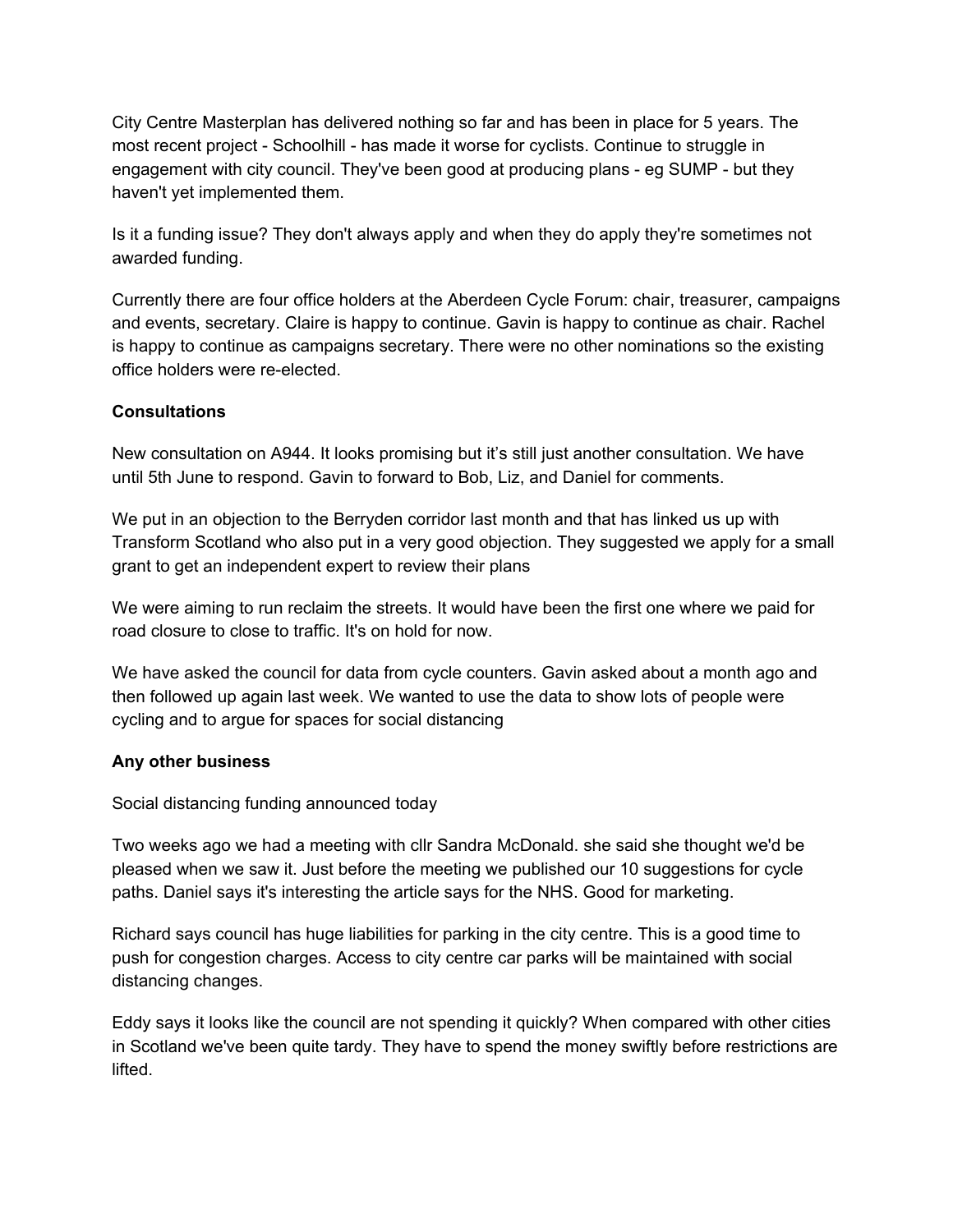City Centre Masterplan has delivered nothing so far and has been in place for 5 years. The most recent project - Schoolhill - has made it worse for cyclists. Continue to struggle in engagement with city council. They've been good at producing plans - eg SUMP - but they haven't yet implemented them.

Is it a funding issue? They don't always apply and when they do apply they're sometimes not awarded funding.

Currently there are four office holders at the Aberdeen Cycle Forum: chair, treasurer, campaigns and events, secretary. Claire is happy to continue. Gavin is happy to continue as chair. Rachel is happy to continue as campaigns secretary. There were no other nominations so the existing office holders were re-elected.

**Consultations**

New consultation on A944. It looks promising but it's still just another consultation. We have until 5th June to respond. Gavin to forward to Bob, Liz, and Daniel for comments.

We put in an objection to the Berryden corridor last month and that has linked us up with Transform Scotland who also put in a very good objection. They suggested we apply for a small grant to get an independent expert to review their plans

We were aiming to run reclaim the streets. It would have been the first one where we paid for road closure to close to traffic. It's on hold for now.

We have asked the council for data from cycle counters. Gavin asked about a month ago and then followed up again last week. We wanted to use the data to show lots of people were cycling and to argue for spaces for social distancing

**Any other business**

Social distancing funding announced today

Two weeks ago we had a meeting with cllr Sandra McDonald. she said she thought we'd be pleased when we saw it. Just before the meeting we published our 10 suggestions for cycle paths. Daniel says it's interesting the article says for the NHS. Good for marketing.

Richard says council has huge liabilities for parking in the city centre. This is a good time to push for congestion charges. Access to city centre car parks will be maintained with social distancing changes.

Eddy says it looks like the council are not spending it quickly? When compared with other cities in Scotland we've been quite tardy. They have to spend the money swiftly before restrictions are lifted.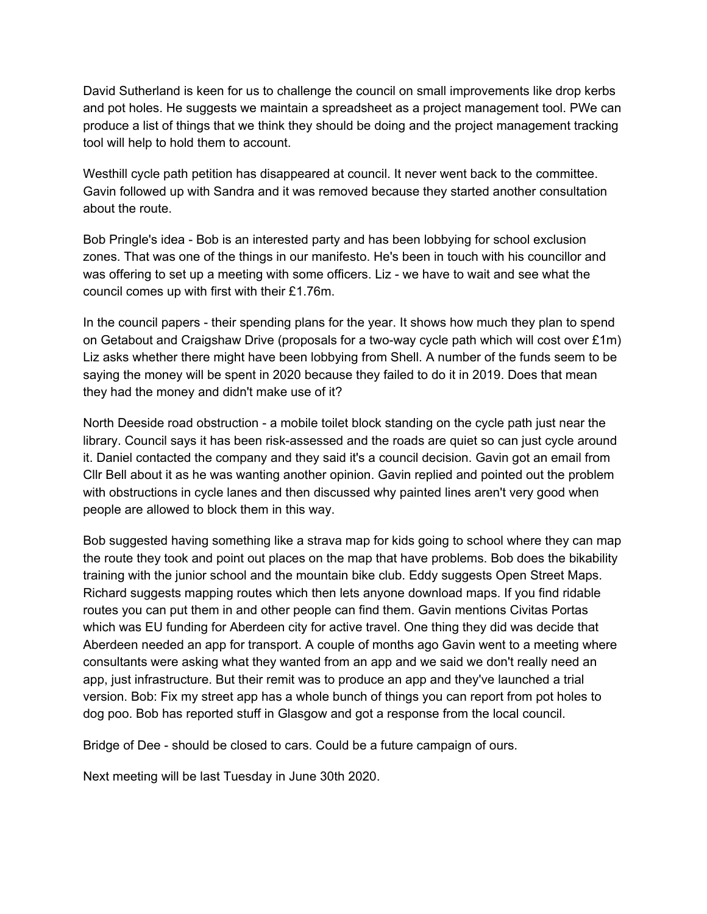David Sutherland is keen for us to challenge the council on small improvements like drop kerbs and pot holes. He suggests we maintain a spreadsheet as a project management tool. PWe can produce a list of things that we think they should be doing and the project management tracking tool will help to hold them to account.

Westhill cycle path petition has disappeared at council. It never went back to the committee. Gavin followed up with Sandra and it was removed because they started another consultation about the route.

Bob Pringle's idea - Bob is an interested party and has been lobbying for school exclusion zones. That was one of the things in our manifesto. He's been in touch with his councillor and was offering to set up a meeting with some officers. Liz - we have to wait and see what the council comes up with first with their £1.76m.

In the council papers - their spending plans for the year. It shows how much they plan to spend on Getabout and Craigshaw Drive (proposals for a two-way cycle path which will cost over £1m) Liz asks whether there might have been lobbying from Shell. A number of the funds seem to be saying the money will be spent in 2020 because they failed to do it in 2019. Does that mean they had the money and didn't make use of it?

North Deeside road obstruction - a mobile toilet block standing on the cycle path just near the library. Council says it has been risk-assessed and the roads are quiet so can just cycle around it. Daniel contacted the company and they said it's a council decision. Gavin got an email from Cllr Bell about it as he was wanting another opinion. Gavin replied and pointed out the problem with obstructions in cycle lanes and then discussed why painted lines aren't very good when people are allowed to block them in this way.

Bob suggested having something like a strava map for kids going to school where they can map the route they took and point out places on the map that have problems. Bob does the bikability training with the junior school and the mountain bike club. Eddy suggests Open Street Maps. Richard suggests mapping routes which then lets anyone download maps. If you find ridable routes you can put them in and other people can find them. Gavin mentions Civitas Portas which was EU funding for Aberdeen city for active travel. One thing they did was decide that Aberdeen needed an app for transport. A couple of months ago Gavin went to a meeting where consultants were asking what they wanted from an app and we said we don't really need an app, just infrastructure. But their remit was to produce an app and they've launched a trial version. Bob: Fix my street app has a whole bunch of things you can report from pot holes to dog poo. Bob has reported stuff in Glasgow and got a response from the local council.

Bridge of Dee - should be closed to cars. Could be a future campaign of ours.

Next meeting will be last Tuesday in June 30th 2020.